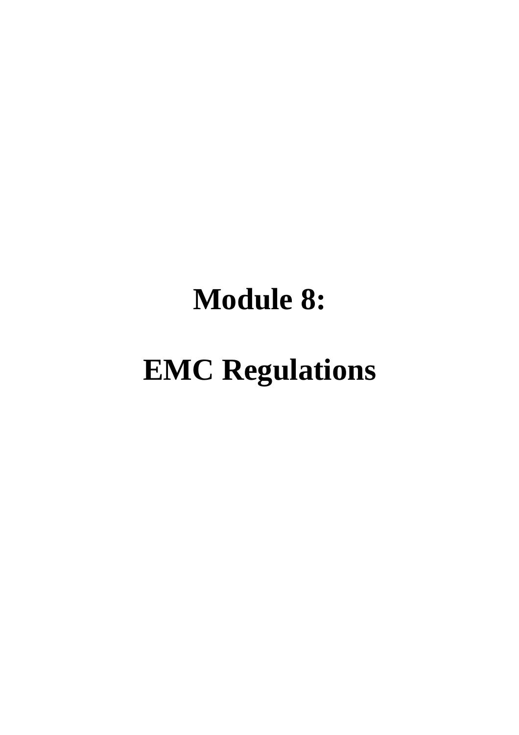# Module 8:

# EMC Regulations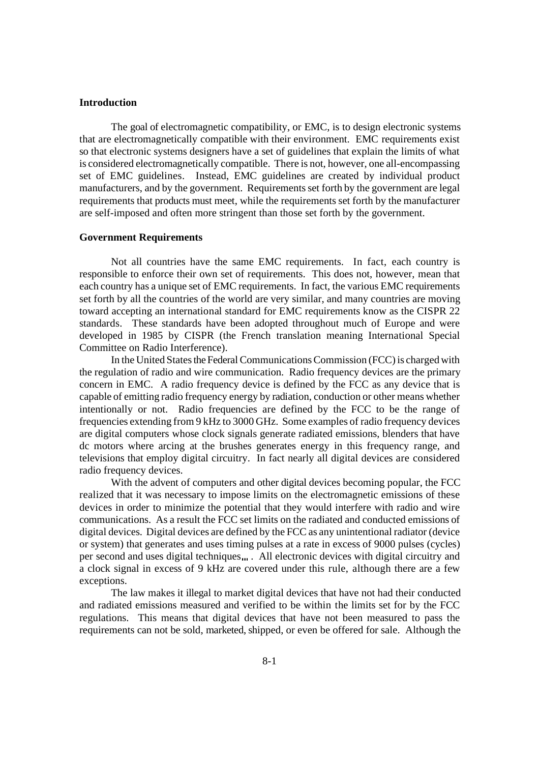**Introduction**

The goal of electromagnetic compatibility, or EMC, is to design electronic systems that are electromagnetically compatible with their environment. EMC requirements exist so that electronic systems designers have a set of guidelines that explain the limits of what is considered electromagnetically compatible. There is not, however, one all-encompassing set of EMC guidelines. Instead, EMC guidelines are created by individual product manufacturers, and by the government. Requirements set forth by the government are legal requirements that products must meet, while the requirements set forth by the manufacturer are self-imposed and often more stringent than those set forth by the government.

**Government Requirements**

Not all countries have the same EMC requirements. In fact, each country is responsible to enforce their own set of requirements. This does not, however, mean that each country has a unique set of EMC requirements. In fact, the various EMC requirements set forth by all the countries of the world are very similar, and many countries are moving toward accepting an international standard for EMC requirements know as the CISPR 22 standards. These standards have been adopted throughout much of Europe and were developed in 1985 by CISPR (the French translation meaning International Special Committee on Radio Interference).

In the United States the Federal Communications Commission (FCC) is charged with the regulation of radio and wire communication. Radio frequency devices are the primary concern in EMC. A radio frequency device is defined by the FCC as any device that is capable of emitting radio frequency energy by radiation, conduction or other means whether intentionally or not. Radio frequencies are defined by the FCC to be the range of frequencies extending from 9 kHz to 3000 GHz. Some examples of radio frequency devices are digital computers whose clock signals generate radiated emissions, blenders that have dc motors where arcing at the brushes generates energy in this frequency range, and televisions that employ digital circuitry. In fact nearly all digital devices are considered radio frequency devices.

With the advent of computers and other digital devices becoming popular, the FCC realized that it was necessary to impose limits on the electromagnetic emissions of these devices in order to minimize the potential that they would interfere with radio and wire communications. As a result the FCC set limits on the radiated and conducted emissions of digital devices. Digital devices are defined by the FCC as any unintentional radiator (device or system) that generates and uses timing pulses at a rate in excess of 9000 pulses (cycles) per second and uses digital techniques,,, . All electronic devices with digital circuitry and a clock signal in excess of 9 kHz are covered under this rule, although there are a few exceptions.

The law makes it illegal to market digital devices that have not had their conducted and radiated emissions measured and verified to be within the limits set for by the FCC regulations. This means that digital devices that have not been measured to pass the requirements can not be sold, marketed, shipped, or even be offered for sale. Although the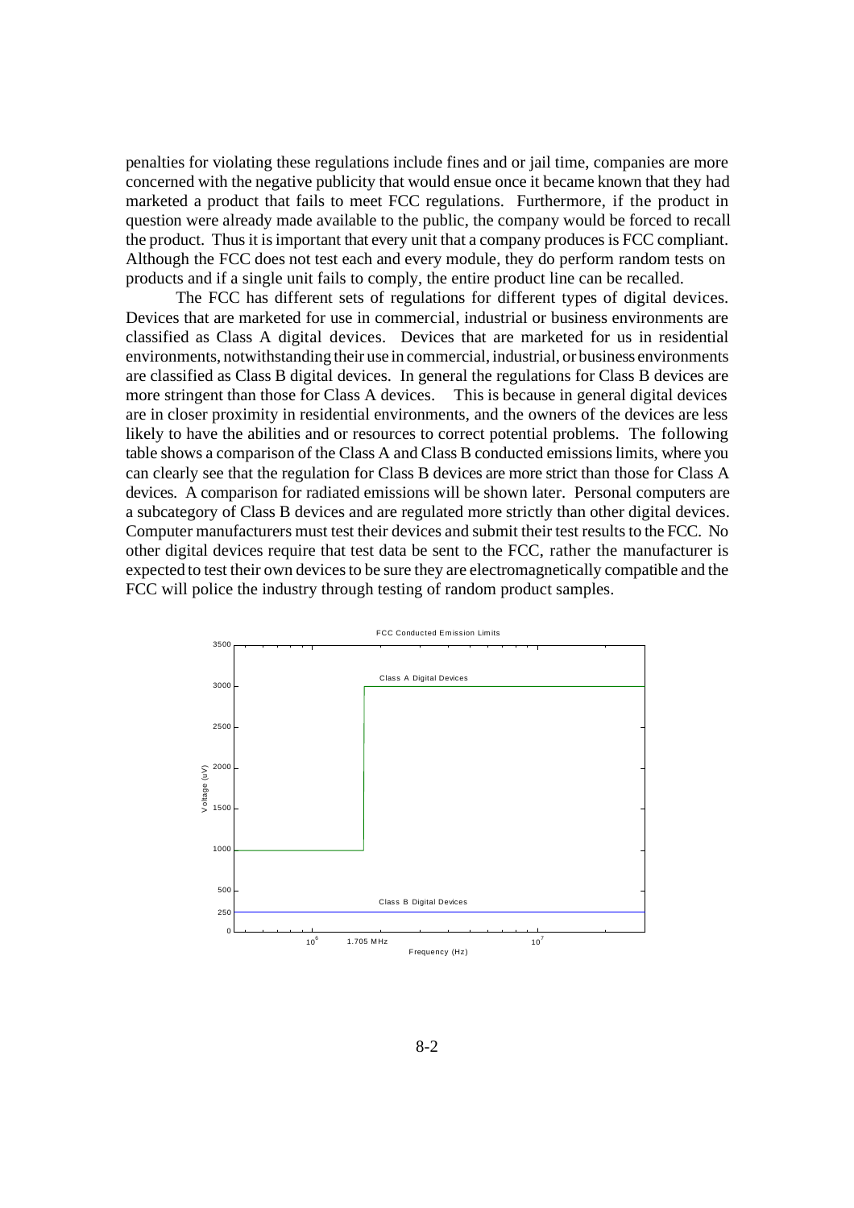penalties for violating these regulations include fines and or jail time, companies are more concerned with the negative publicity that would ensue once it became known that they had marketed a product that fails to meet FCC regulations. Furthermore, if the product in question were already made available to the public, the company would be forced to recall the product. Thus it is important that every unit that a company produces is FCC compliant. Although the FCC does not test each and every module, they do perform random tests on products and if a single unit fails to comply, the entire product line can be recalled.

The FCC has different sets of regulations for different types of digital devices. Devices that are marketed for use in commercial, industrial or business environments are classified as Class A digital devices. Devices that are marketed for us in residential environments, notwithstanding their use in commercial, industrial, or business environments are classified as Class B digital devices. In general the regulations for Class B devices are more stringent than those for Class A devices. This is because in general digital devices are in closer proximity in residential environments, and the owners of the devices are less likely to have the abilities and or resources to correct potential problems. The following table shows a comparison of the Class A and Class B conducted emissions limits, where you can clearly see that the regulation for Class B devices are more strict than those for Class A devices. A comparison for radiated emissions will be shown later. Personal computers are a subcategory of Class B devices and are regulated more strictly than other digital devices. Computer manufacturers must test their devices and submit their test results to the FCC. No other digital devices require that test data be sent to the FCC, rather the manufacturer is expected to test their own devices to be sure they are electromagnetically compatible and the FCC will police the industry through testing of random product samples.

FCC Conducted Emission Limits

Class A Digital Devices

Class B Digital Devices

Voltage (uV)

Frequency (Hz)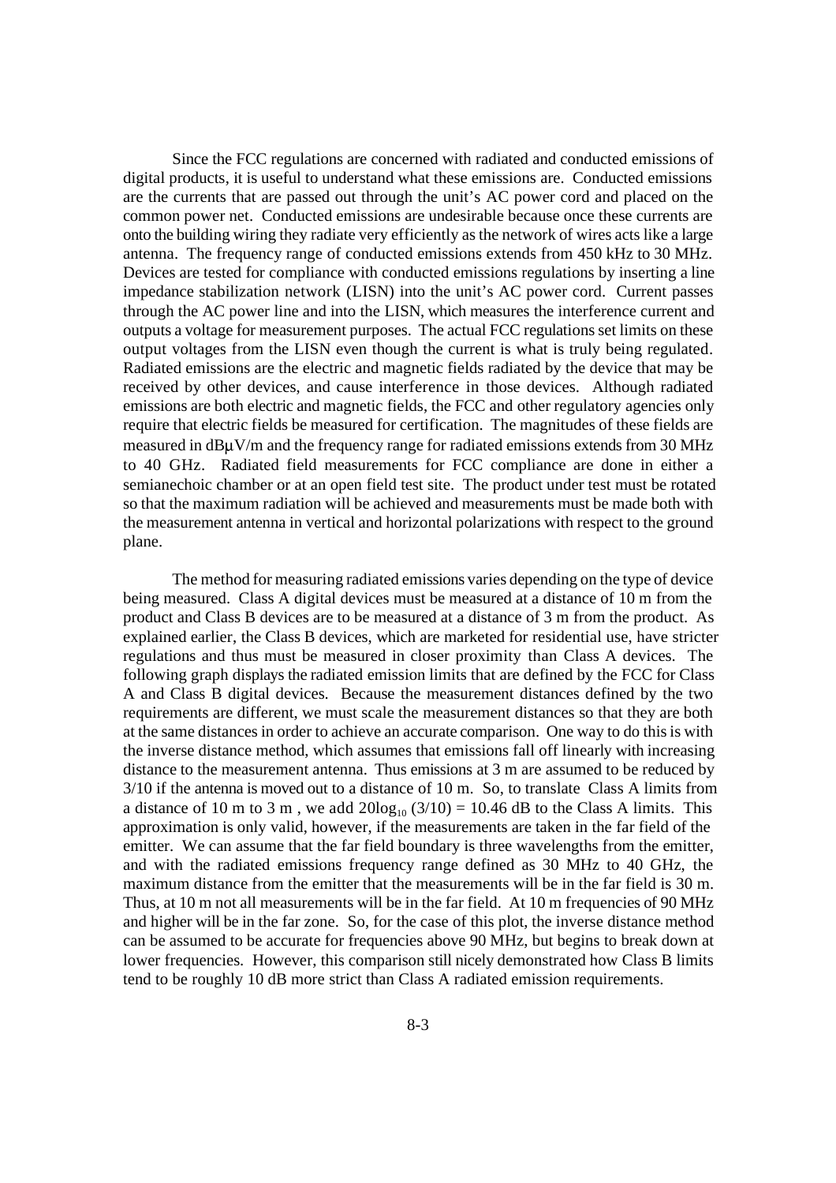Since the FCC regulations are concerned with radiated and conducted emissions of digital products, it is useful to understand what these emissions are. Conducted emissions are the currents that are passed out through the unit's AC power cord and placed on the common power net. Conducted emissions are undesirable because once these currents are onto the building wiring they radiate very efficiently as the network of wires acts like a large antenna. The frequency range of conducted emissions extends from 450 kHz to 30 MHz. Devices are tested for compliance with conducted emissions regulations by inserting a line impedance stabilization network (LISN) into the unit's AC power cord. Current passes through the AC power line and into the LISN, which measures the interference current and outputs a voltage for measurement purposes. The actual FCC regulations set limits on these output voltages from the LISN even though the current is what is truly being regulated. Radiated emissions are the electric and magnetic fields radiated by the device that may be received by other devices, and cause interference in those devices. Although radiated emissions are both electric and magnetic fields, the FCC and other regulatory agencies only require that electric fields be measured for certification. The magnitudes of these fields are measured in dBμV/m and the frequency range for radiated emissions extends from 30 MHz to 40 GHz. Radiated field measurements for FCC compliance are done in either a semianechoic chamber or at an open field test site. The product under test must be rotated so that the maximum radiation will be achieved and measurements must be made both with the measurement antenna in vertical and horizontal polarizations with respect to the ground plane.

The method for measuring radiated emissions varies depending on the type of device being measured. Class A digital devices must be measured at a distance of 10 m from the product and Class B devices are to be measured at a distance of 3 m from the product. As explained earlier, the Class B devices, which are marketed for residential use, have stricter regulations and thus must be measured in closer proximity than Class A devices. The following graph displays the radiated emission limits that are defined by the FCC for Class A and Class B digital devices. Because the measurement distances defined by the two requirements are different, we must scale the measurement distances so that they are both at the same distances in order to achieve an accurate comparison. One way to do this is with the inverse distance method, which assumes that emissions fall off linearly with increasing distance to the measurement antenna. Thus emissions at 3 m are assumed to be reduced by 3/10 if the antenna is moved out to a distance of 10 m. So, to translate Class A limits from a distance of 10 m to 3 m , we add $20\log_{10}(3/10) = 10.46$ dB to the Class A limits. This approximation is only valid, however, if the measurements are taken in the far field of the emitter. We can assume that the far field boundary is three wavelengths from the emitter, and with the radiated emissions frequency range defined as 30 MHz to 40 GHz, the maximum distance from the emitter that the measurements will be in the far field is 30 m. Thus, at 10 m not all measurements will be in the far field. At 10 m frequencies of 90 MHz and higher will be in the far zone. So, for the case of this plot, the inverse distance method can be assumed to be accurate for frequencies above 90 MHz, but begins to break down at lower frequencies. However, this comparison still nicely demonstrated how Class B limits tend to be roughly 10 dB more strict than Class A radiated emission requirements.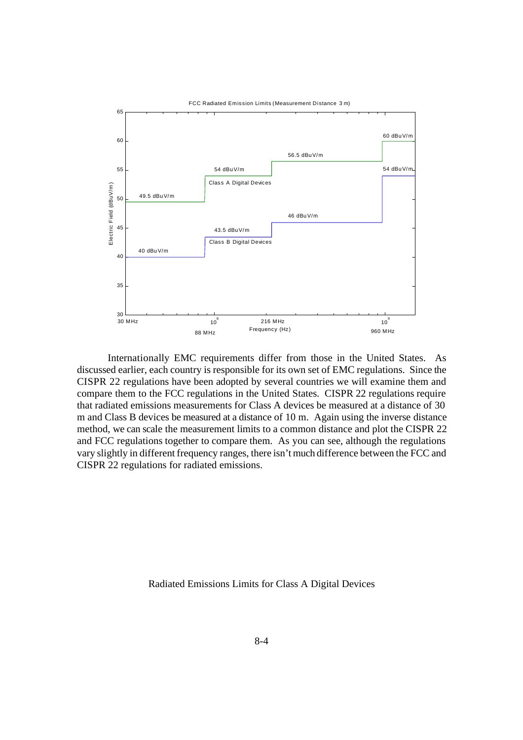Internationally EMC requirements differ from those in the United States. As discussed earlier, each country is responsible for its own set of EMC regulations. Since the CISPR 22 regulations have been adopted by several countries we will examine them and compare them to the FCC regulations in the United States. CISPR 22 regulations require that radiated emissions measurements for Class A devices be measured at a distance of 30 m and Class B devices be measured at a distance of 10 m. Again using the inverse distance method, we can scale the measurement limits to a common distance and plot the CISPR 22 and FCC regulations together to compare them. As you can see, although the regulations vary slightly in different frequency ranges, there isn't much difference between the FCC and CISPR 22 regulations for radiated emissions.

Radiated Emissions Limits for Class A Digital Devices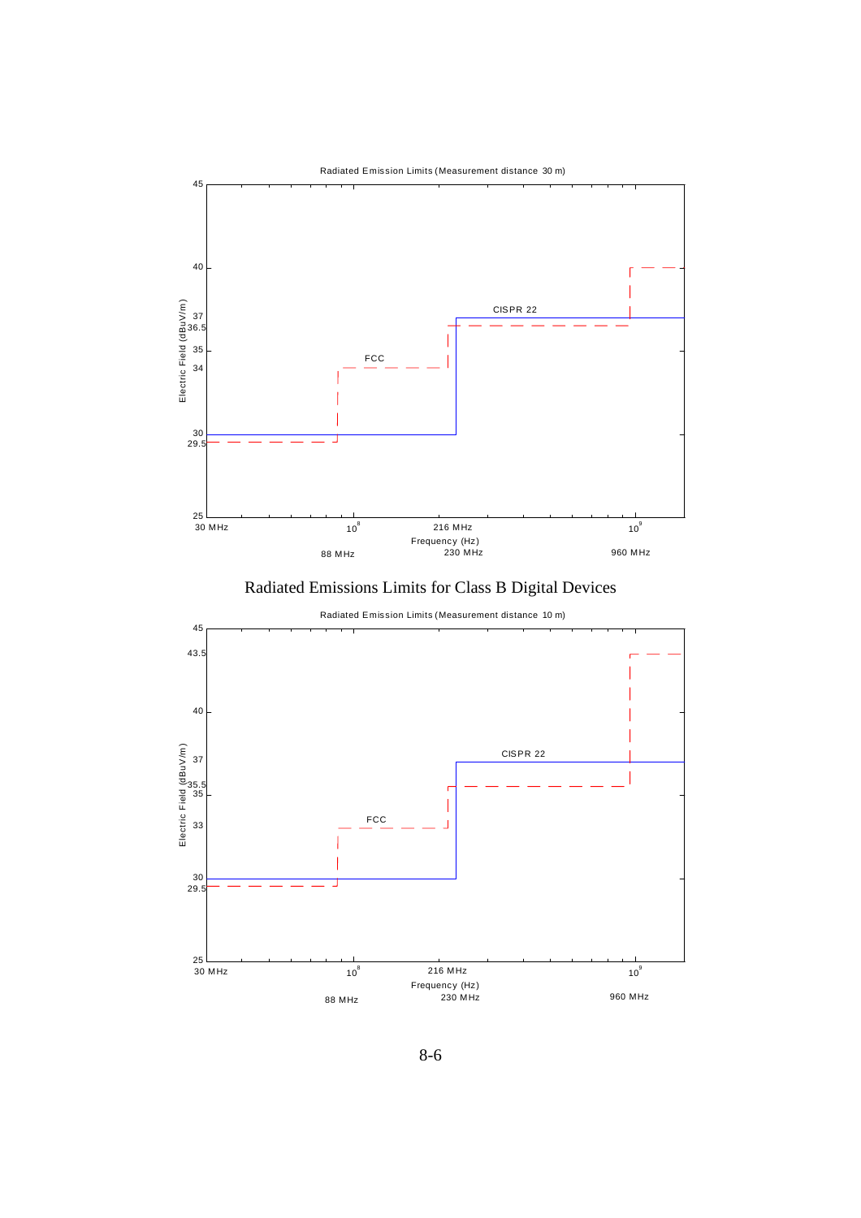Radiated Emission Limits (Measurement distance 30 m)

Electric Field (dBuV/m)

45, 40, 37, 36.5, 35, 34, 30, 29.5, 25

FCC

CISPR 22

30 MHz, $10^8$, 216 MHz, $10^9$

88 MHz, 230 MHz, 960 MHz

Frequency (Hz)

Radiated Emissions Limits for Class B Digital Devices

Radiated Emission Limits (Measurement distance 10 m)

Electric Field (dBuV/m)

45, 43.5, 40, 37, 35.5, 35, 33, 30, 29.5, 25

FCC

CISPR 22

30 MHz, $10^8$, 216 MHz, $10^9$

88 MHz, 230 MHz, 960 MHz

Frequency (Hz)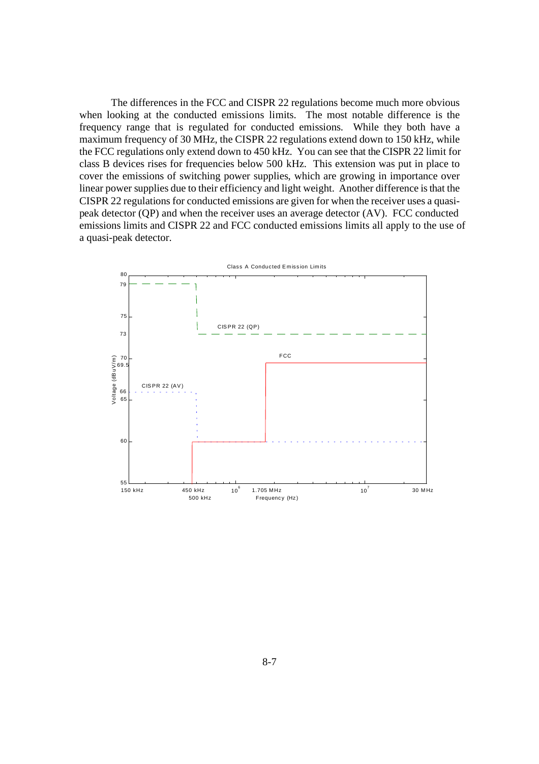The differences in the FCC and CISPR 22 regulations become much more obvious when looking at the conducted emissions limits. The most notable difference is the frequency range that is regulated for conducted emissions. While they both have a maximum frequency of 30 MHz, the CISPR 22 regulations extend down to 150 kHz, while the FCC regulations only extend down to 450 kHz. You can see that the CISPR 22 limit for class B devices rises for frequencies below 500 kHz. This extension was put in place to cover the emissions of switching power supplies, which are growing in importance over linear power supplies due to their efficiency and light weight. Another difference is that the CISPR 22 regulations for conducted emissions are given for when the receiver uses a quasi-peak detector (QP) and when the receiver uses an average detector (AV). FCC conducted emissions limits and CISPR 22 and FCC conducted emissions limits all apply to the use of a quasi-peak detector.

Class A Conducted Emission Limits

| Frequency (Hz) | CISPR 22 (QP) | CISPR 22 (AV) | FCC |
| --- | --- | --- | --- |
| 150 kHz – 450 kHz | 79 | 66 | — |
| 450 kHz – 500 kHz | 79 | 66 | 60 |
| 500 kHz – 1.705 MHz | 73 | 60 | 60 |
| 1.705 MHz – 30 MHz | 73 | 60 | 69.5 |

Voltage (dBuV/m)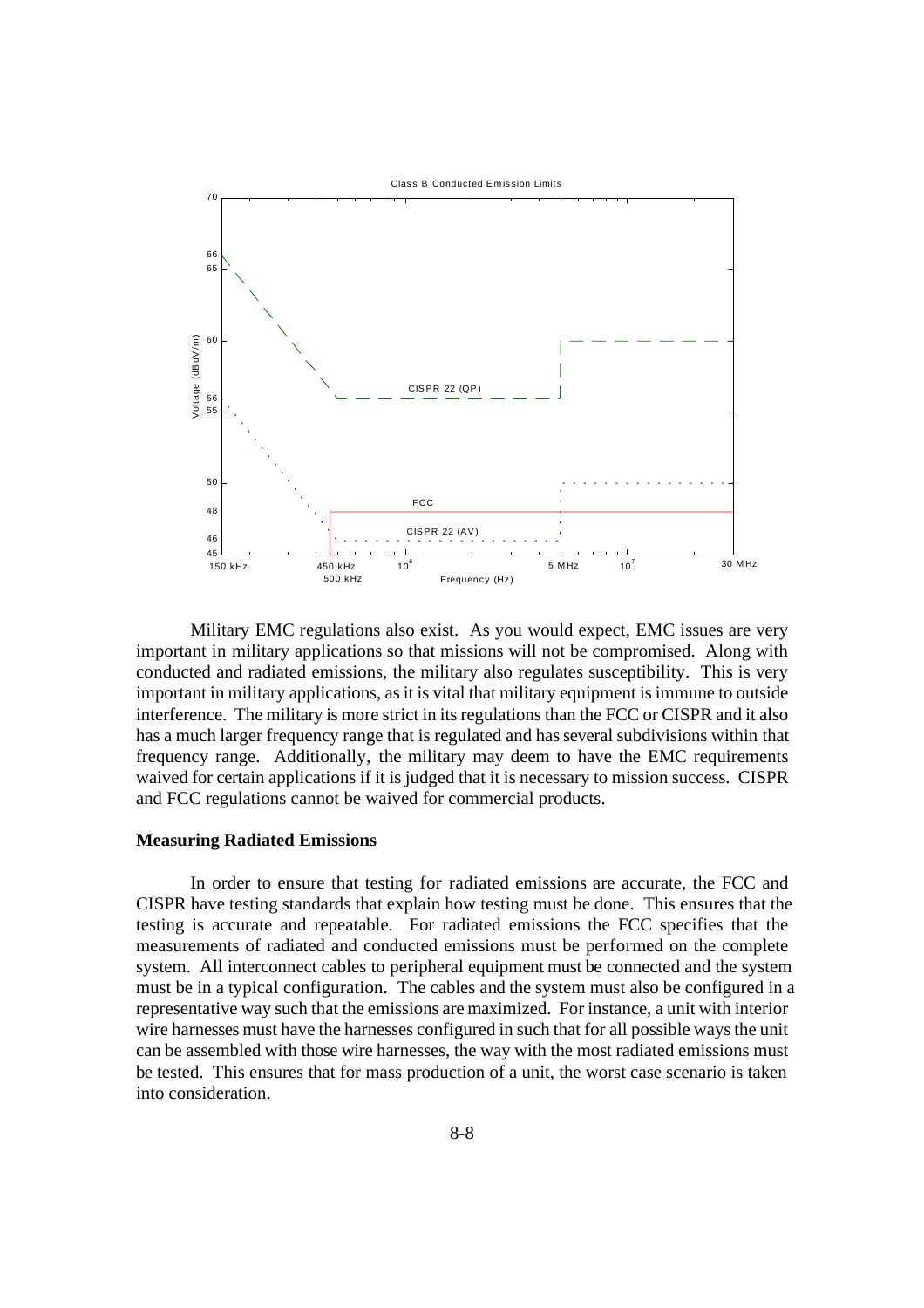Military EMC regulations also exist. As you would expect, EMC issues are very important in military applications so that missions will not be compromised. Along with conducted and radiated emissions, the military also regulates susceptibility. This is very important in military applications, as it is vital that military equipment is immune to outside interference. The military is more strict in its regulations than the FCC or CISPR and it also has a much larger frequency range that is regulated and has several subdivisions within that frequency range. Additionally, the military may deem to have the EMC requirements waived for certain applications if it is judged that it is necessary to mission success. CISPR and FCC regulations cannot be waived for commercial products.

**Measuring Radiated Emissions**

In order to ensure that testing for radiated emissions are accurate, the FCC and CISPR have testing standards that explain how testing must be done. This ensures that the testing is accurate and repeatable. For radiated emissions the FCC specifies that the measurements of radiated and conducted emissions must be performed on the complete system. All interconnect cables to peripheral equipment must be connected and the system must be in a typical configuration. The cables and the system must also be configured in a representative way such that the emissions are maximized. For instance, a unit with interior wire harnesses must have the harnesses configured in such that for all possible ways the unit can be assembled with those wire harnesses, the way with the most radiated emissions must be tested. This ensures that for mass production of a unit, the worst case scenario is taken into consideration.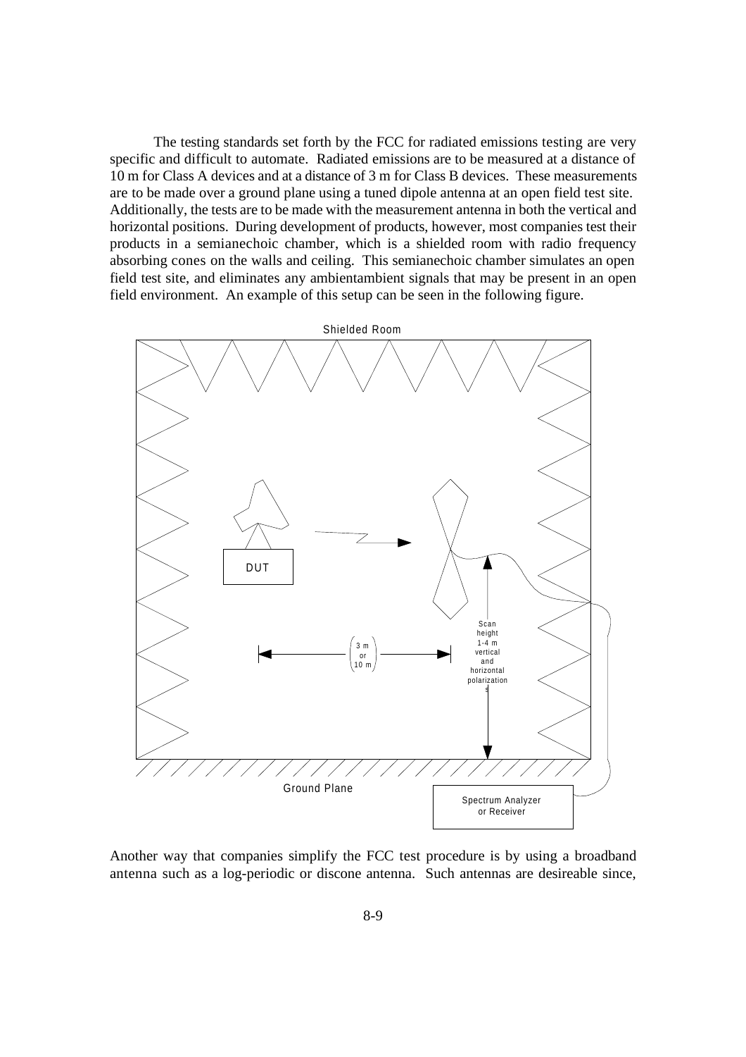The testing standards set forth by the FCC for radiated emissions testing are very specific and difficult to automate. Radiated emissions are to be measured at a distance of 10 m for Class A devices and at a distance of 3 m for Class B devices. These measurements are to be made over a ground plane using a tuned dipole antenna at an open field test site. Additionally, the tests are to be made with the measurement antenna in both the vertical and horizontal positions. During development of products, however, most companies test their products in a semianechoic chamber, which is a shielded room with radio frequency absorbing cones on the walls and ceiling. This semianechoic chamber simulates an open field test site, and eliminates any ambientambient signals that may be present in an open field environment. An example of this setup can be seen in the following figure.

Shielded Room

DUT

3 m or 10 m

Scan height 1-4 m vertical and horizontal polarizations

Ground Plane

Spectrum Analyzer or Receiver

Another way that companies simplify the FCC test procedure is by using a broadband antenna such as a log-periodic or discone antenna. Such antennas are desireable since,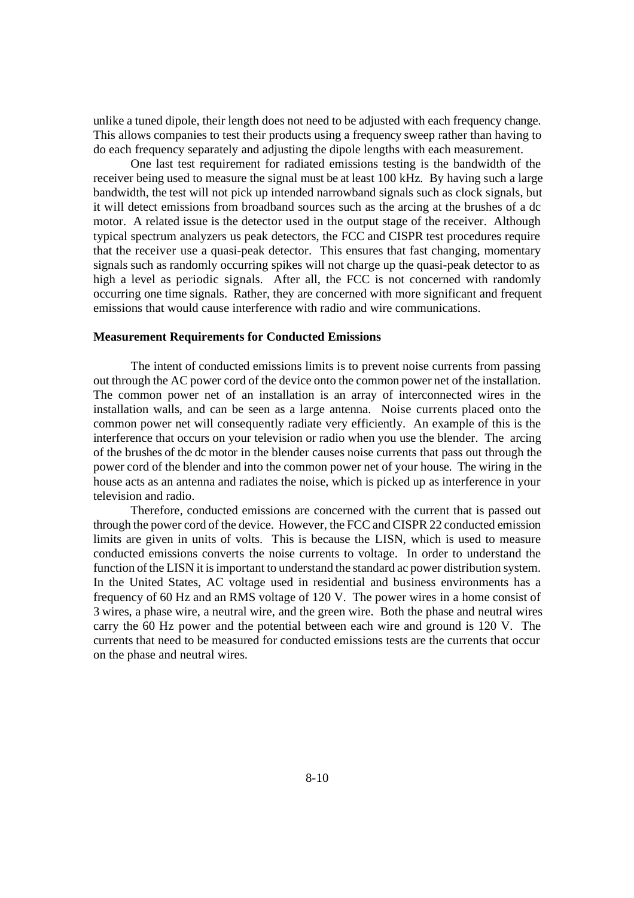unlike a tuned dipole, their length does not need to be adjusted with each frequency change. This allows companies to test their products using a frequency sweep rather than having to do each frequency separately and adjusting the dipole lengths with each measurement.

One last test requirement for radiated emissions testing is the bandwidth of the receiver being used to measure the signal must be at least 100 kHz. By having such a large bandwidth, the test will not pick up intended narrowband signals such as clock signals, but it will detect emissions from broadband sources such as the arcing at the brushes of a dc motor. A related issue is the detector used in the output stage of the receiver. Although typical spectrum analyzers us peak detectors, the FCC and CISPR test procedures require that the receiver use a quasi-peak detector. This ensures that fast changing, momentary signals such as randomly occurring spikes will not charge up the quasi-peak detector to as high a level as periodic signals. After all, the FCC is not concerned with randomly occurring one time signals. Rather, they are concerned with more significant and frequent emissions that would cause interference with radio and wire communications.

**Measurement Requirements for Conducted Emissions**

The intent of conducted emissions limits is to prevent noise currents from passing out through the AC power cord of the device onto the common power net of the installation. The common power net of an installation is an array of interconnected wires in the installation walls, and can be seen as a large antenna. Noise currents placed onto the common power net will consequently radiate very efficiently. An example of this is the interference that occurs on your television or radio when you use the blender. The arcing of the brushes of the dc motor in the blender causes noise currents that pass out through the power cord of the blender and into the common power net of your house. The wiring in the house acts as an antenna and radiates the noise, which is picked up as interference in your television and radio.

Therefore, conducted emissions are concerned with the current that is passed out through the power cord of the device. However, the FCC and CISPR 22 conducted emission limits are given in units of volts. This is because the LISN, which is used to measure conducted emissions converts the noise currents to voltage. In order to understand the function of the LISN it is important to understand the standard ac power distribution system. In the United States, AC voltage used in residential and business environments has a frequency of 60 Hz and an RMS voltage of 120 V. The power wires in a home consist of 3 wires, a phase wire, a neutral wire, and the green wire. Both the phase and neutral wires carry the 60 Hz power and the potential between each wire and ground is 120 V. The currents that need to be measured for conducted emissions tests are the currents that occur on the phase and neutral wires.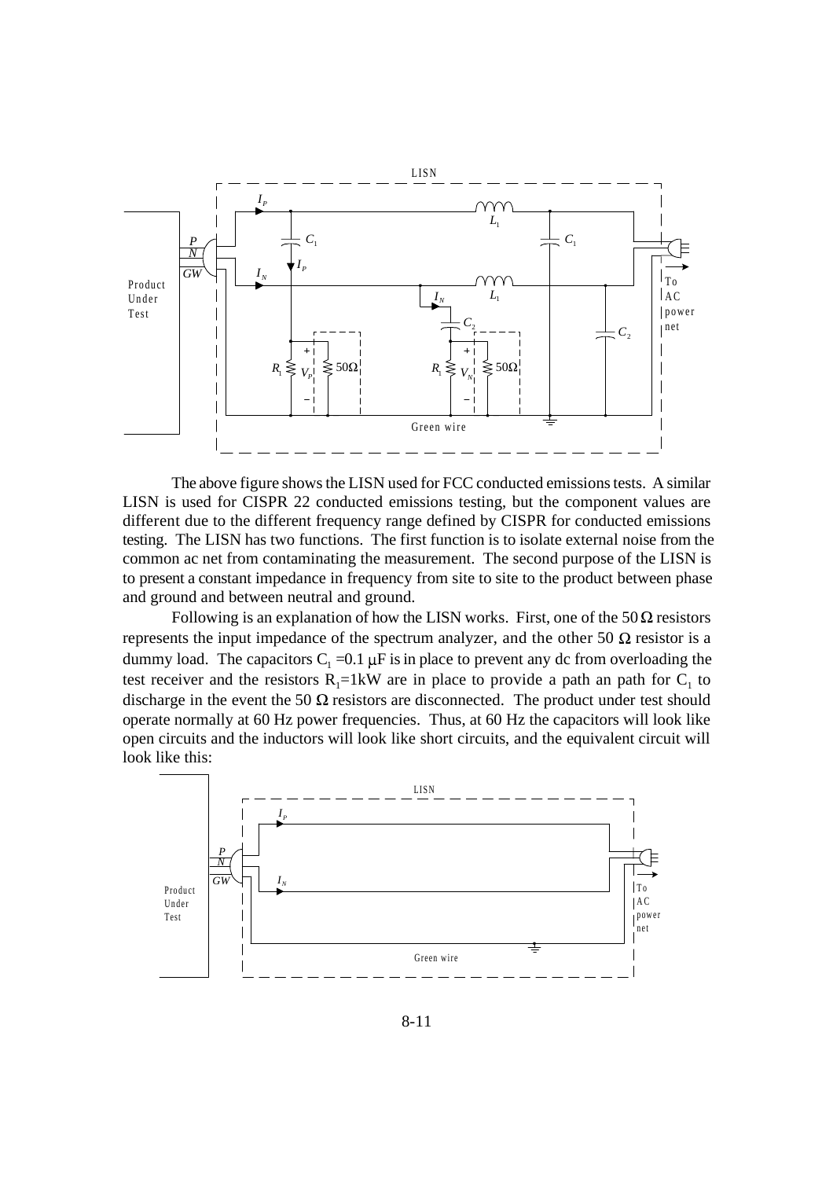The above figure shows the LISN used for FCC conducted emissions tests. A similar LISN is used for CISPR 22 conducted emissions testing, but the component values are different due to the different frequency range defined by CISPR for conducted emissions testing. The LISN has two functions. The first function is to isolate external noise from the common ac net from contaminating the measurement. The second purpose of the LISN is to present a constant impedance in frequency from site to site to the product between phase and ground and between neutral and ground.

Following is an explanation of how the LISN works. First, one of the 50 Ω resistors represents the input impedance of the spectrum analyzer, and the other 50 Ω resistor is a dummy load. The capacitors $C_1$ =0.1 μF is in place to prevent any dc from overloading the test receiver and the resistors $R_1$=1kW are in place to provide a path an path for $C_1$ to discharge in the event the 50 Ω resistors are disconnected. The product under test should operate normally at 60 Hz power frequencies. Thus, at 60 Hz the capacitors will look like open circuits and the inductors will look like short circuits, and the equivalent circuit will look like this: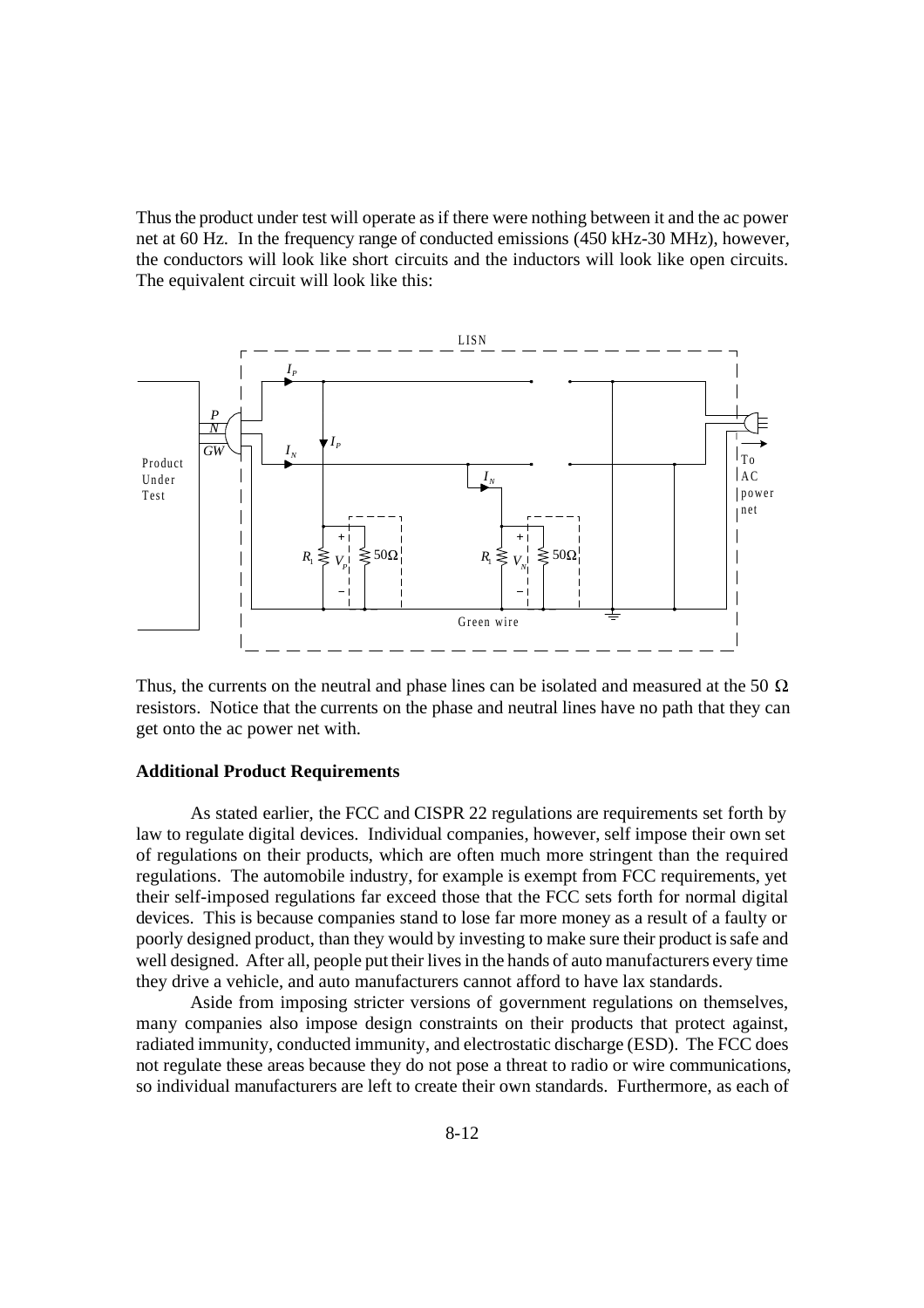Thus the product under test will operate as if there were nothing between it and the ac power net at 60 Hz. In the frequency range of conducted emissions (450 kHz-30 MHz), however, the conductors will look like short circuits and the inductors will look like open circuits. The equivalent circuit will look like this:

Thus, the currents on the neutral and phase lines can be isolated and measured at the 50 Ω resistors. Notice that the currents on the phase and neutral lines have no path that they can get onto the ac power net with.

**Additional Product Requirements**

As stated earlier, the FCC and CISPR 22 regulations are requirements set forth by law to regulate digital devices. Individual companies, however, self impose their own set of regulations on their products, which are often much more stringent than the required regulations. The automobile industry, for example is exempt from FCC requirements, yet their self-imposed regulations far exceed those that the FCC sets forth for normal digital devices. This is because companies stand to lose far more money as a result of a faulty or poorly designed product, than they would by investing to make sure their product is safe and well designed. After all, people put their lives in the hands of auto manufacturers every time they drive a vehicle, and auto manufacturers cannot afford to have lax standards.

Aside from imposing stricter versions of government regulations on themselves, many companies also impose design constraints on their products that protect against, radiated immunity, conducted immunity, and electrostatic discharge (ESD). The FCC does not regulate these areas because they do not pose a threat to radio or wire communications, so individual manufacturers are left to create their own standards. Furthermore, as each of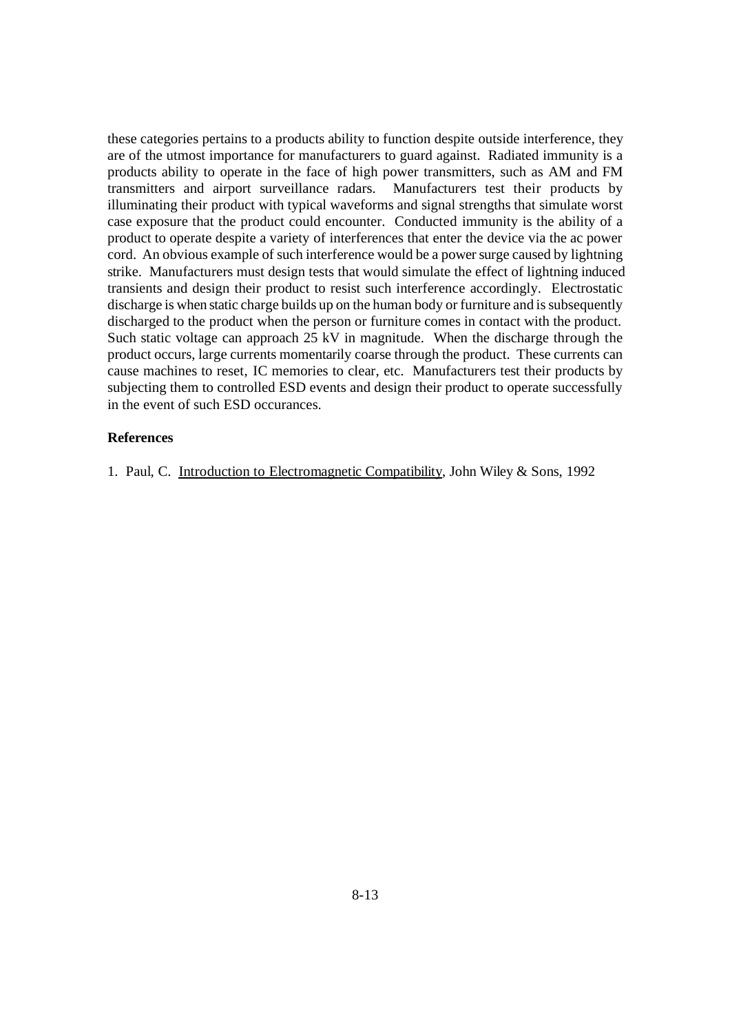these categories pertains to a products ability to function despite outside interference, they are of the utmost importance for manufacturers to guard against. Radiated immunity is a products ability to operate in the face of high power transmitters, such as AM and FM transmitters and airport surveillance radars. Manufacturers test their products by illuminating their product with typical waveforms and signal strengths that simulate worst case exposure that the product could encounter. Conducted immunity is the ability of a product to operate despite a variety of interferences that enter the device via the ac power cord. An obvious example of such interference would be a power surge caused by lightning strike. Manufacturers must design tests that would simulate the effect of lightning induced transients and design their product to resist such interference accordingly. Electrostatic discharge is when static charge builds up on the human body or furniture and is subsequently discharged to the product when the person or furniture comes in contact with the product. Such static voltage can approach 25 kV in magnitude. When the discharge through the product occurs, large currents momentarily coarse through the product. These currents can cause machines to reset, IC memories to clear, etc. Manufacturers test their products by subjecting them to controlled ESD events and design their product to operate successfully in the event of such ESD occurances.

**References**

1. Paul, C. Introduction to Electromagnetic Compatibility, John Wiley & Sons, 1992